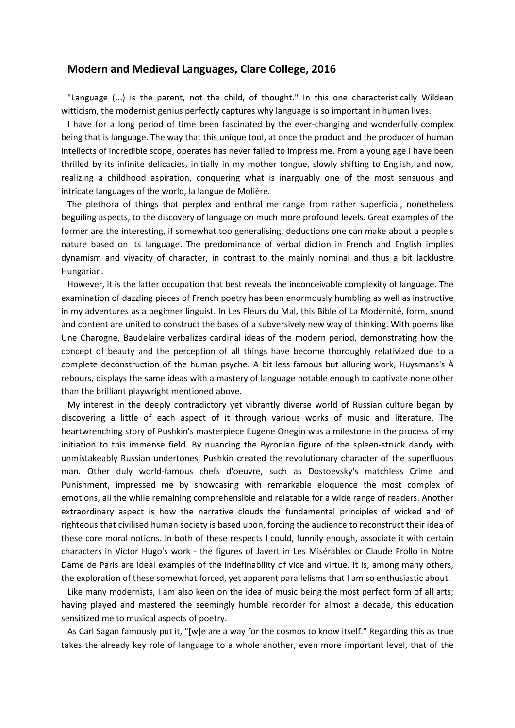## Modern and Medieval Languages, Clare College, 2016

"Language (...) is the parent, not the child, of thought." In this one characteristically Wildean witticism, the modernist genius perfectly captures why language is so important in human lives.

I have for a long period of time been fascinated by the ever-changing and wonderfully complex being that is language. The way that this unique tool, at once the product and the producer of human intellects of incredible scope, operates has never failed to impress me. From a young age I have been thrilled by its infinite delicacies, initially in my mother tongue, slowly shifting to English, and now, realizing a childhood aspiration, conquering what is inarguably one of the most sensuous and intricate languages of the world, la langue de Molière.

The plethora of things that perplex and enthral me range from rather superficial, nonetheless beguiling aspects, to the discovery of language on much more profound levels. Great examples of the former are the interesting, if somewhat too generalising, deductions one can make about a people's nature based on its language. The predominance of verbal diction in French and English implies dynamism and vivacity of character, in contrast to the mainly nominal and thus a bit lacklustre Hungarian.

However, it is the latter occupation that best reveals the inconceivable complexity of language. The examination of dazzling pieces of French poetry has been enormously humbling as well as instructive in my adventures as a beginner linguist. In Les Fleurs du Mal, this Bible of La Modernité, form, sound and content are united to construct the bases of a subversively new way of thinking. With poems like Une Charogne, Baudelaire verbalizes cardinal ideas of the modern period, demonstrating how the concept of beauty and the perception of all things have become thoroughly relativized due to a complete deconstruction of the human psyche. A bit less famous but alluring work, Huysmans's À rebours, displays the same ideas with a mastery of language notable enough to captivate none other than the brilliant playwright mentioned above.

My interest in the deeply contradictory yet vibrantly diverse world of Russian culture began by discovering a little of each aspect of it through various works of music and literature. The heartwrenching story of Pushkin's masterpiece Eugene Onegin was a milestone in the process of my initiation to this immense field. By nuancing the Byronian figure of the spleen-struck dandy with unmistakeably Russian undertones, Pushkin created the revolutionary character of the superfluous man. Other duly world-famous chefs d'oeuvre, such as Dostoevsky's matchless Crime and Punishment, impressed me by showcasing with remarkable eloquence the most complex of emotions, all the while remaining comprehensible and relatable for a wide range of readers. Another extraordinary aspect is how the narrative clouds the fundamental principles of wicked and of righteous that civilised human society is based upon, forcing the audience to reconstruct their idea of these core moral notions. In both of these respects I could, funnily enough, associate it with certain characters in Victor Hugo's work - the figures of Javert in Les Misérables or Claude Frollo in Notre Dame de Paris are ideal examples of the indefinability of vice and virtue. It is, among many others, the exploration of these somewhat forced, yet apparent parallelisms that I am so enthusiastic about.

Like many modernists, I am also keen on the idea of music being the most perfect form of all arts; having played and mastered the seemingly humble recorder for almost a decade, this education sensitized me to musical aspects of poetry.

As Carl Sagan famously put it, "[w]e are a way for the cosmos to know itself." Regarding this as true takes the already key role of language to a whole another, even more important level, that of the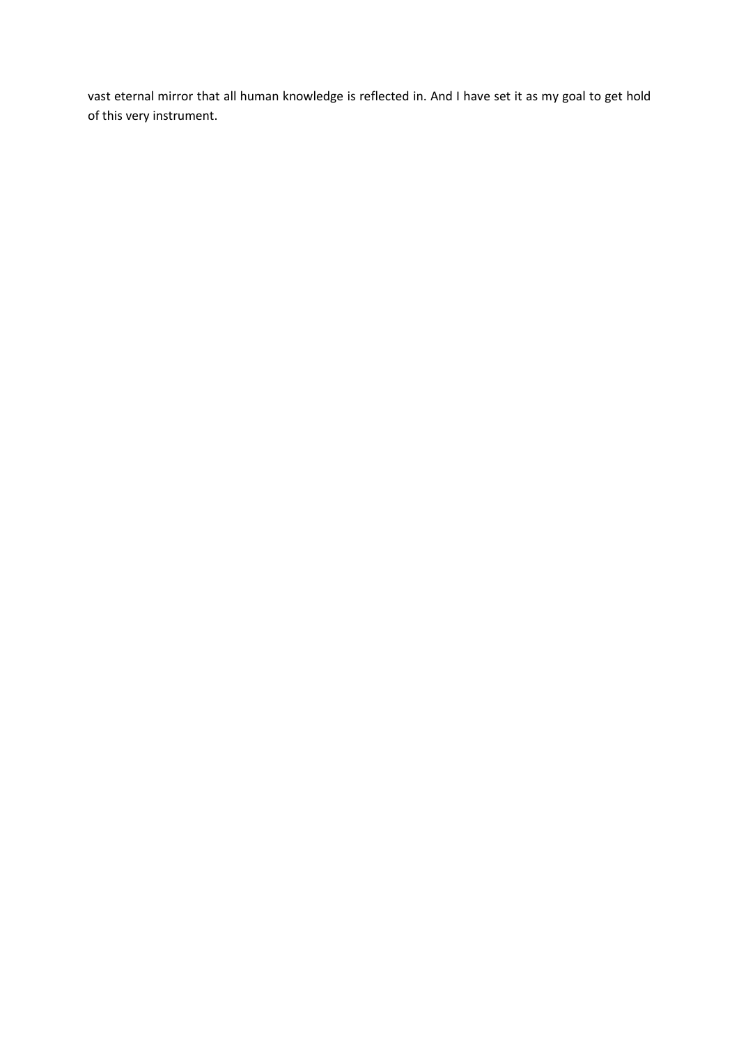vast eternal mirror that all human knowledge is reflected in. And I have set it as my goal to get hold of this very instrument.